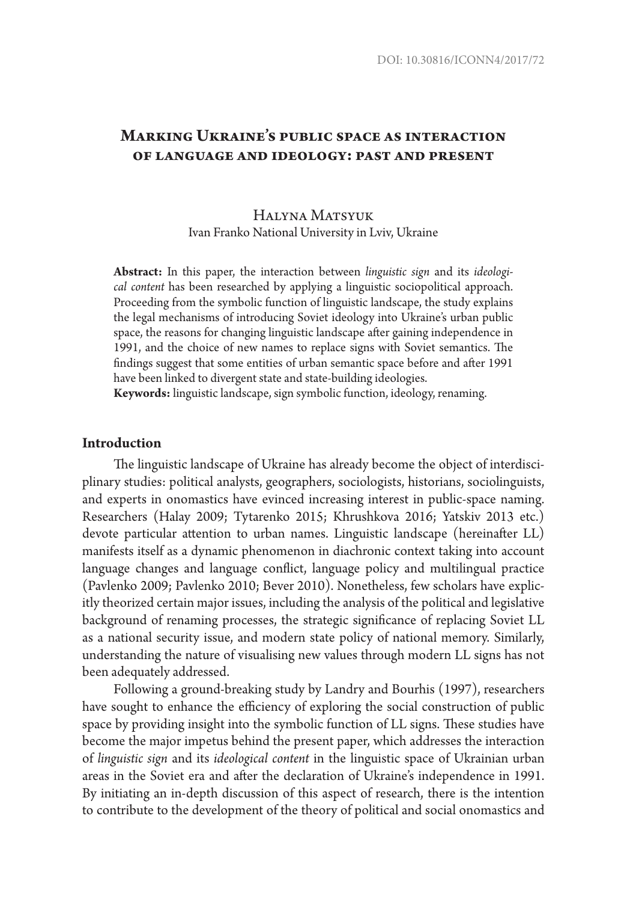DOI: 10.30816/ICONN4/2017/72

# Marking Ukraine's public space as interaction of language and ideology: past and present

Halyna Matsyuk
Ivan Franko National University in Lviv, Ukraine

**Abstract:** In this paper, the interaction between *linguistic sign* and its *ideological content* has been researched by applying a linguistic sociopolitical approach. Proceeding from the symbolic function of linguistic landscape, the study explains the legal mechanisms of introducing Soviet ideology into Ukraine's urban public space, the reasons for changing linguistic landscape after gaining independence in 1991, and the choice of new names to replace signs with Soviet semantics. The findings suggest that some entities of urban semantic space before and after 1991 have been linked to divergent state and state-building ideologies.
**Keywords:** linguistic landscape, sign symbolic function, ideology, renaming.

## Introduction

The linguistic landscape of Ukraine has already become the object of interdisciplinary studies: political analysts, geographers, sociologists, historians, sociolinguists, and experts in onomastics have evinced increasing interest in public-space naming. Researchers (Halay 2009; Tytarenko 2015; Khrushkova 2016; Yatskiv 2013 etc.) devote particular attention to urban names. Linguistic landscape (hereinafter LL) manifests itself as a dynamic phenomenon in diachronic context taking into account language changes and language conflict, language policy and multilingual practice (Pavlenko 2009; Pavlenko 2010; Bever 2010). Nonetheless, few scholars have explicitly theorized certain major issues, including the analysis of the political and legislative background of renaming processes, the strategic significance of replacing Soviet LL as a national security issue, and modern state policy of national memory. Similarly, understanding the nature of visualising new values through modern LL signs has not been adequately addressed.

Following a ground-breaking study by Landry and Bourhis (1997), researchers have sought to enhance the efficiency of exploring the social construction of public space by providing insight into the symbolic function of LL signs. These studies have become the major impetus behind the present paper, which addresses the interaction of *linguistic sign* and its *ideological content* in the linguistic space of Ukrainian urban areas in the Soviet era and after the declaration of Ukraine's independence in 1991. By initiating an in-depth discussion of this aspect of research, there is the intention to contribute to the development of the theory of political and social onomastics and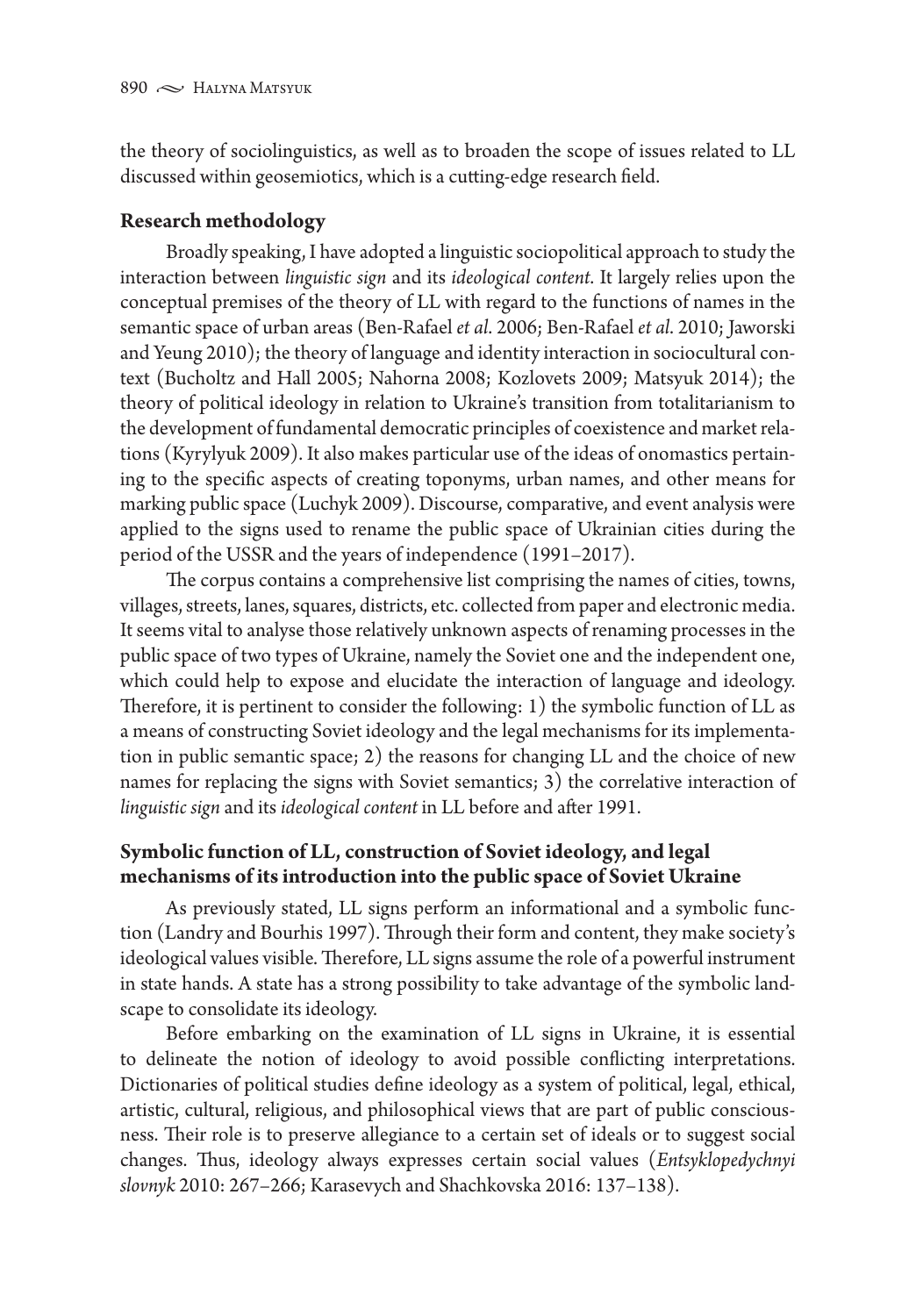the theory of sociolinguistics, as well as to broaden the scope of issues related to LL discussed within geosemiotics, which is a cutting-edge research field.

## Research methodology

Broadly speaking, I have adopted a linguistic sociopolitical approach to study the interaction between *linguistic sign* and its *ideological content*. It largely relies upon the conceptual premises of the theory of LL with regard to the functions of names in the semantic space of urban areas (Ben-Rafael *et al*. 2006; Ben-Rafael *et al*. 2010; Jaworski and Yeung 2010); the theory of language and identity interaction in sociocultural context (Bucholtz and Hall 2005; Nahorna 2008; Kozlovets 2009; Matsyuk 2014); the theory of political ideology in relation to Ukraine's transition from totalitarianism to the development of fundamental democratic principles of coexistence and market relations (Kyrylyuk 2009). It also makes particular use of the ideas of onomastics pertaining to the specific aspects of creating toponyms, urban names, and other means for marking public space (Luchyk 2009). Discourse, comparative, and event analysis were applied to the signs used to rename the public space of Ukrainian cities during the period of the USSR and the years of independence (1991–2017).

The corpus contains a comprehensive list comprising the names of cities, towns, villages, streets, lanes, squares, districts, etc. collected from paper and electronic media. It seems vital to analyse those relatively unknown aspects of renaming processes in the public space of two types of Ukraine, namely the Soviet one and the independent one, which could help to expose and elucidate the interaction of language and ideology. Therefore, it is pertinent to consider the following: 1) the symbolic function of LL as a means of constructing Soviet ideology and the legal mechanisms for its implementation in public semantic space; 2) the reasons for changing LL and the choice of new names for replacing the signs with Soviet semantics; 3) the correlative interaction of *linguistic sign* and its *ideological content* in LL before and after 1991.

## Symbolic function of LL, construction of Soviet ideology, and legal mechanisms of its introduction into the public space of Soviet Ukraine

As previously stated, LL signs perform an informational and a symbolic function (Landry and Bourhis 1997). Through their form and content, they make society's ideological values visible. Therefore, LL signs assume the role of a powerful instrument in state hands. A state has a strong possibility to take advantage of the symbolic landscape to consolidate its ideology.

Before embarking on the examination of LL signs in Ukraine, it is essential to delineate the notion of ideology to avoid possible conflicting interpretations. Dictionaries of political studies define ideology as a system of political, legal, ethical, artistic, cultural, religious, and philosophical views that are part of public consciousness. Their role is to preserve allegiance to a certain set of ideals or to suggest social changes. Thus, ideology always expresses certain social values (*Entsyklopedychnyi slovnyk* 2010: 267–266; Karasevych and Shachkovska 2016: 137–138).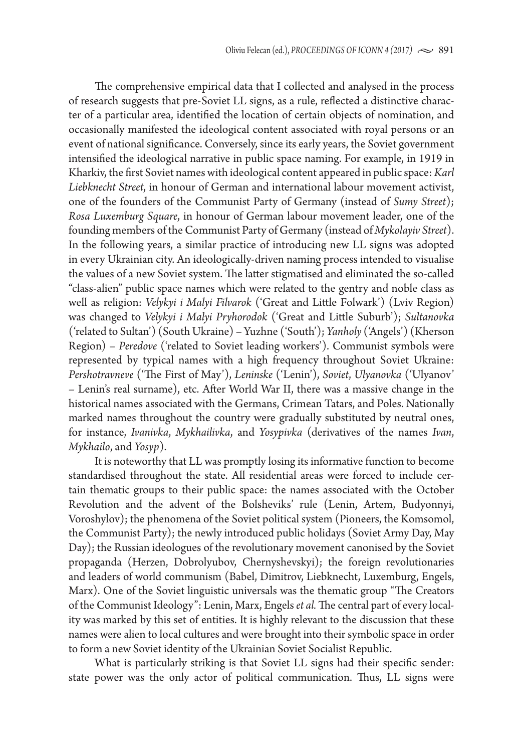The comprehensive empirical data that I collected and analysed in the process of research suggests that pre-Soviet LL signs, as a rule, reflected a distinctive character of a particular area, identified the location of certain objects of nomination, and occasionally manifested the ideological content associated with royal persons or an event of national significance. Conversely, since its early years, the Soviet government intensified the ideological narrative in public space naming. For example, in 1919 in Kharkiv, the first Soviet names with ideological content appeared in public space: *Karl Liebknecht Street*, in honour of German and international labour movement activist, one of the founders of the Communist Party of Germany (instead of *Sumy Street*); *Rosa Luxemburg Square*, in honour of German labour movement leader, one of the founding members of the Communist Party of Germany (instead of *Mykolayiv Street*). In the following years, a similar practice of introducing new LL signs was adopted in every Ukrainian city. An ideologically-driven naming process intended to visualise the values of a new Soviet system. The latter stigmatised and eliminated the so-called "class-alien" public space names which were related to the gentry and noble class as well as religion: *Velykyi i Malyi Filvarok* ('Great and Little Folwark') (Lviv Region) was changed to *Velykyi i Malyi Pryhorodok* ('Great and Little Suburb'); *Sultanovka* ('related to Sultan') (South Ukraine) – Yuzhne ('South'); *Yanholy* ('Angels') (Kherson Region) – *Peredove* ('related to Soviet leading workers'). Communist symbols were represented by typical names with a high frequency throughout Soviet Ukraine: *Pershotravneve* ('The First of May'), *Leninske* ('Lenin'), *Soviet*, *Ulyanovka* ('Ulyanov' – Lenin's real surname), etc. After World War II, there was a massive change in the historical names associated with the Germans, Crimean Tatars, and Poles. Nationally marked names throughout the country were gradually substituted by neutral ones, for instance, *Ivanivka*, *Mykhailivka*, and *Yosypivka* (derivatives of the names *Ivan*, *Mykhailo*, and *Yosyp*).

It is noteworthy that LL was promptly losing its informative function to become standardised throughout the state. All residential areas were forced to include certain thematic groups to their public space: the names associated with the October Revolution and the advent of the Bolsheviks' rule (Lenin, Artem, Budyonnyi, Voroshylov); the phenomena of the Soviet political system (Pioneers, the Komsomol, the Communist Party); the newly introduced public holidays (Soviet Army Day, May Day); the Russian ideologues of the revolutionary movement canonised by the Soviet propaganda (Herzen, Dobrolyubov, Chernyshevskyi); the foreign revolutionaries and leaders of world communism (Babel, Dimitrov, Liebknecht, Luxemburg, Engels, Marx). One of the Soviet linguistic universals was the thematic group "The Creators of the Communist Ideology": Lenin, Marx, Engels *et al.* The central part of every locality was marked by this set of entities. It is highly relevant to the discussion that these names were alien to local cultures and were brought into their symbolic space in order to form a new Soviet identity of the Ukrainian Soviet Socialist Republic.

What is particularly striking is that Soviet LL signs had their specific sender: state power was the only actor of political communication. Thus, LL signs were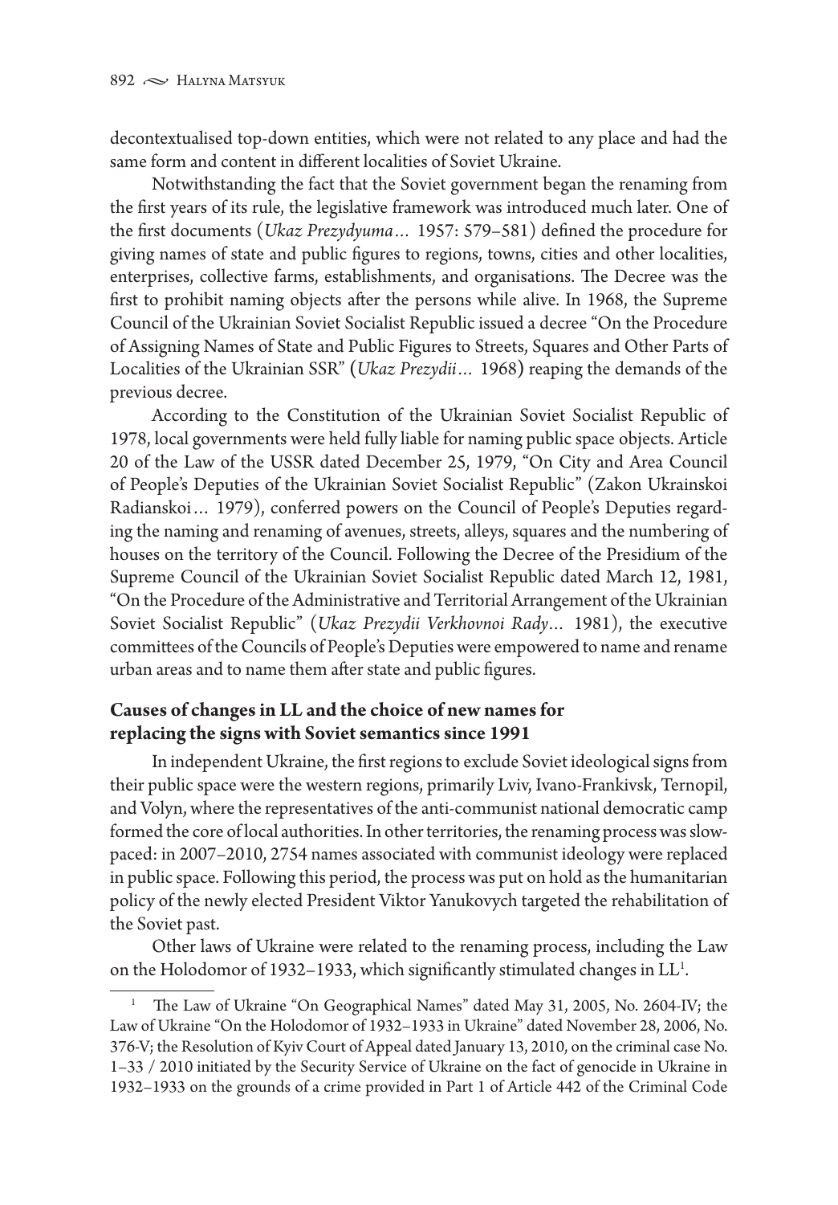decontextualised top-down entities, which were not related to any place and had the same form and content in different localities of Soviet Ukraine.

Notwithstanding the fact that the Soviet government began the renaming from the first years of its rule, the legislative framework was introduced much later. One of the first documents (*Ukaz Prezydyuma…* 1957: 579–581) defined the procedure for giving names of state and public figures to regions, towns, cities and other localities, enterprises, collective farms, establishments, and organisations. The Decree was the first to prohibit naming objects after the persons while alive. In 1968, the Supreme Council of the Ukrainian Soviet Socialist Republic issued a decree "On the Procedure of Assigning Names of State and Public Figures to Streets, Squares and Other Parts of Localities of the Ukrainian SSR" (*Ukaz Prezydii…* 1968) reaping the demands of the previous decree.

According to the Constitution of the Ukrainian Soviet Socialist Republic of 1978, local governments were held fully liable for naming public space objects. Article 20 of the Law of the USSR dated December 25, 1979, "On City and Area Council of People's Deputies of the Ukrainian Soviet Socialist Republic" (Zakon Ukrainskoi Radianskoi… 1979), conferred powers on the Council of People's Deputies regarding the naming and renaming of avenues, streets, alleys, squares and the numbering of houses on the territory of the Council. Following the Decree of the Presidium of the Supreme Council of the Ukrainian Soviet Socialist Republic dated March 12, 1981, "On the Procedure of the Administrative and Territorial Arrangement of the Ukrainian Soviet Socialist Republic" (*Ukaz Prezydii Verkhovnoi Rady…* 1981), the executive committees of the Councils of People's Deputies were empowered to name and rename urban areas and to name them after state and public figures.

## Causes of changes in LL and the choice of new names for replacing the signs with Soviet semantics since 1991

In independent Ukraine, the first regions to exclude Soviet ideological signs from their public space were the western regions, primarily Lviv, Ivano-Frankivsk, Ternopil, and Volyn, where the representatives of the anti-communist national democratic camp formed the core of local authorities. In other territories, the renaming process was slow-paced: in 2007–2010, 2754 names associated with communist ideology were replaced in public space. Following this period, the process was put on hold as the humanitarian policy of the newly elected President Viktor Yanukovych targeted the rehabilitation of the Soviet past.

Other laws of Ukraine were related to the renaming process, including the Law on the Holodomor of 1932–1933, which significantly stimulated changes in LL[1].

[1] The Law of Ukraine "On Geographical Names" dated May 31, 2005, No. 2604-IV; the Law of Ukraine "On the Holodomor of 1932–1933 in Ukraine" dated November 28, 2006, No. 376-V; the Resolution of Kyiv Court of Appeal dated January 13, 2010, on the criminal case No. 1–33 / 2010 initiated by the Security Service of Ukraine on the fact of genocide in Ukraine in 1932–1933 on the grounds of a crime provided in Part 1 of Article 442 of the Criminal Code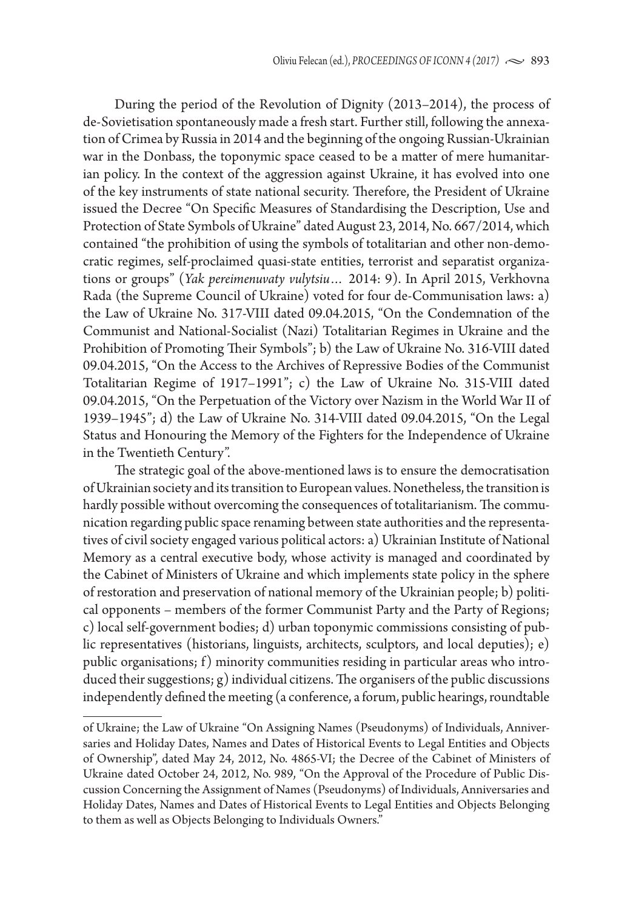During the period of the Revolution of Dignity (2013–2014), the process of de-Sovietisation spontaneously made a fresh start. Further still, following the annexation of Crimea by Russia in 2014 and the beginning of the ongoing Russian-Ukrainian war in the Donbass, the toponymic space ceased to be a matter of mere humanitarian policy. In the context of the aggression against Ukraine, it has evolved into one of the key instruments of state national security. Therefore, the President of Ukraine issued the Decree "On Specific Measures of Standardising the Description, Use and Protection of State Symbols of Ukraine" dated August 23, 2014, No. 667/2014, which contained "the prohibition of using the symbols of totalitarian and other non-democratic regimes, self-proclaimed quasi-state entities, terrorist and separatist organizations or groups" (*Yak pereimenuvaty vulytsiu…* 2014: 9). In April 2015, Verkhovna Rada (the Supreme Council of Ukraine) voted for four de-Communisation laws: a) the Law of Ukraine No. 317-VIII dated 09.04.2015, "On the Condemnation of the Communist and National-Socialist (Nazi) Totalitarian Regimes in Ukraine and the Prohibition of Promoting Their Symbols"; b) the Law of Ukraine No. 316-VIII dated 09.04.2015, "On the Access to the Archives of Repressive Bodies of the Communist Totalitarian Regime of 1917–1991"; c) the Law of Ukraine No. 315-VIII dated 09.04.2015, "On the Perpetuation of the Victory over Nazism in the World War II of 1939–1945"; d) the Law of Ukraine No. 314-VIII dated 09.04.2015, "On the Legal Status and Honouring the Memory of the Fighters for the Independence of Ukraine in the Twentieth Century".

The strategic goal of the above-mentioned laws is to ensure the democratisation of Ukrainian society and its transition to European values. Nonetheless, the transition is hardly possible without overcoming the consequences of totalitarianism. The communication regarding public space renaming between state authorities and the representatives of civil society engaged various political actors: a) Ukrainian Institute of National Memory as a central executive body, whose activity is managed and coordinated by the Cabinet of Ministers of Ukraine and which implements state policy in the sphere of restoration and preservation of national memory of the Ukrainian people; b) political opponents – members of the former Communist Party and the Party of Regions; c) local self-government bodies; d) urban toponymic commissions consisting of public representatives (historians, linguists, architects, sculptors, and local deputies); e) public organisations; f) minority communities residing in particular areas who introduced their suggestions; g) individual citizens. The organisers of the public discussions independently defined the meeting (a conference, a forum, public hearings, roundtable

---

of Ukraine; the Law of Ukraine "On Assigning Names (Pseudonyms) of Individuals, Anniversaries and Holiday Dates, Names and Dates of Historical Events to Legal Entities and Objects of Ownership", dated May 24, 2012, No. 4865-VI; the Decree of the Cabinet of Ministers of Ukraine dated October 24, 2012, No. 989, "On the Approval of the Procedure of Public Discussion Concerning the Assignment of Names (Pseudonyms) of Individuals, Anniversaries and Holiday Dates, Names and Dates of Historical Events to Legal Entities and Objects Belonging to them as well as Objects Belonging to Individuals Owners."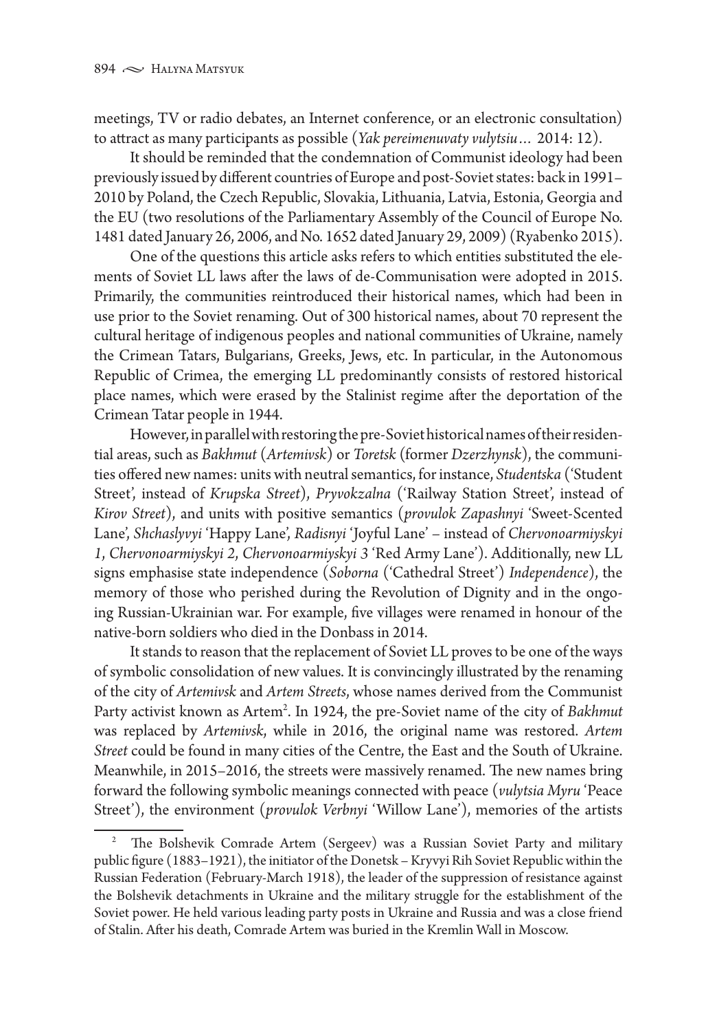meetings, TV or radio debates, an Internet conference, or an electronic consultation) to attract as many participants as possible (*Yak pereimenuvaty vulytsiu…* 2014: 12).

It should be reminded that the condemnation of Communist ideology had been previously issued by different countries of Europe and post-Soviet states: back in 1991–2010 by Poland, the Czech Republic, Slovakia, Lithuania, Latvia, Estonia, Georgia and the EU (two resolutions of the Parliamentary Assembly of the Council of Europe No. 1481 dated January 26, 2006, and No. 1652 dated January 29, 2009) (Ryabenko 2015).

One of the questions this article asks refers to which entities substituted the elements of Soviet LL laws after the laws of de-Communisation were adopted in 2015. Primarily, the communities reintroduced their historical names, which had been in use prior to the Soviet renaming. Out of 300 historical names, about 70 represent the cultural heritage of indigenous peoples and national communities of Ukraine, namely the Crimean Tatars, Bulgarians, Greeks, Jews, etc. In particular, in the Autonomous Republic of Crimea, the emerging LL predominantly consists of restored historical place names, which were erased by the Stalinist regime after the deportation of the Crimean Tatar people in 1944.

However, in parallel with restoring the pre-Soviet historical names of their residential areas, such as *Bakhmut* (*Artemivsk*) or *Toretsk* (former *Dzerzhynsk*), the communities offered new names: units with neutral semantics, for instance, *Studentska* ('Student Street', instead of *Krupska Street*), *Pryvokzalna* ('Railway Station Street', instead of *Kirov Street*), and units with positive semantics (*provulok Zapashnyi* 'Sweet-Scented Lane', *Shchaslyvyi* 'Happy Lane', *Radisnyi* 'Joyful Lane' – instead of *Chervonoarmiyskyi 1*, *Chervonoarmiyskyi 2*, *Chervonoarmiyskyi 3* 'Red Army Lane'). Additionally, new LL signs emphasise state independence (*Soborna* ('Cathedral Street') *Independence*), the memory of those who perished during the Revolution of Dignity and in the ongoing Russian-Ukrainian war. For example, five villages were renamed in honour of the native-born soldiers who died in the Donbass in 2014.

It stands to reason that the replacement of Soviet LL proves to be one of the ways of symbolic consolidation of new values. It is convincingly illustrated by the renaming of the city of *Artemivsk* and *Artem Streets*, whose names derived from the Communist Party activist known as Artem[2]. In 1924, the pre-Soviet name of the city of *Bakhmut* was replaced by *Artemivsk*, while in 2016, the original name was restored. *Artem Street* could be found in many cities of the Centre, the East and the South of Ukraine. Meanwhile, in 2015–2016, the streets were massively renamed. The new names bring forward the following symbolic meanings connected with peace (*vulytsia Myru* 'Peace Street'), the environment (*provulok Verbnyi* 'Willow Lane'), memories of the artists

[2] The Bolshevik Comrade Artem (Sergeev) was a Russian Soviet Party and military public figure (1883–1921), the initiator of the Donetsk – Kryvyi Rih Soviet Republic within the Russian Federation (February-March 1918), the leader of the suppression of resistance against the Bolshevik detachments in Ukraine and the military struggle for the establishment of the Soviet power. He held various leading party posts in Ukraine and Russia and was a close friend of Stalin. After his death, Comrade Artem was buried in the Kremlin Wall in Moscow.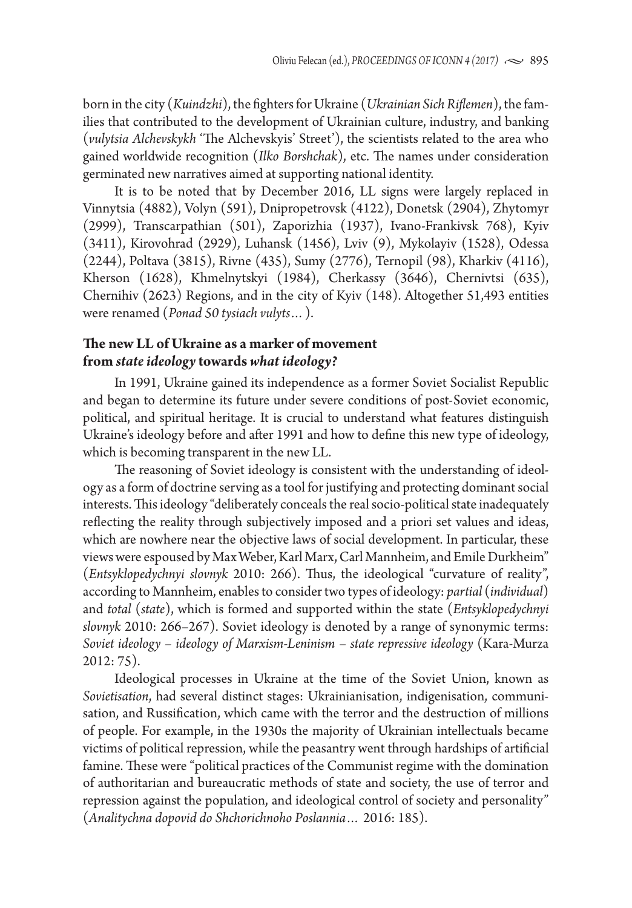born in the city (*Kuindzhi*), the fighters for Ukraine (*Ukrainian Sich Riflemen*), the families that contributed to the development of Ukrainian culture, industry, and banking (*vulytsia Alchevskykh* 'The Alchevskyis' Street'), the scientists related to the area who gained worldwide recognition (*Ilko Borshchak*), etc. The names under consideration germinated new narratives aimed at supporting national identity.

It is to be noted that by December 2016, LL signs were largely replaced in Vinnytsia (4882), Volyn (591), Dnipropetrovsk (4122), Donetsk (2904), Zhytomyr (2999), Transcarpathian (501), Zaporizhia (1937), Ivano-Frankivsk 768), Kyiv (3411), Kirovohrad (2929), Luhansk (1456), Lviv (9), Mykolayiv (1528), Odessa (2244), Poltava (3815), Rivne (435), Sumy (2776), Ternopil (98), Kharkiv (4116), Kherson (1628), Khmelnytskyi (1984), Cherkassy (3646), Chernivtsi (635), Chernihiv (2623) Regions, and in the city of Kyiv (148). Altogether 51,493 entities were renamed (*Ponad 50 tysiach vulyts…*).

## The new LL of Ukraine as a marker of movement from *state ideology* towards *what ideology?*

In 1991, Ukraine gained its independence as a former Soviet Socialist Republic and began to determine its future under severe conditions of post-Soviet economic, political, and spiritual heritage. It is crucial to understand what features distinguish Ukraine's ideology before and after 1991 and how to define this new type of ideology, which is becoming transparent in the new LL.

The reasoning of Soviet ideology is consistent with the understanding of ideology as a form of doctrine serving as a tool for justifying and protecting dominant social interests. This ideology "deliberately conceals the real socio-political state inadequately reflecting the reality through subjectively imposed and a priori set values and ideas, which are nowhere near the objective laws of social development. In particular, these views were espoused by Max Weber, Karl Marx, Carl Mannheim, and Emile Durkheim" (*Entsyklopedychnyi slovnyk* 2010: 266). Thus, the ideological "curvature of reality", according to Mannheim, enables to consider two types of ideology: *partial* (*individual*) and *total* (*state*), which is formed and supported within the state (*Entsyklopedychnyi slovnyk* 2010: 266–267). Soviet ideology is denoted by a range of synonymic terms: *Soviet ideology – ideology of Marxism-Leninism – state repressive ideology* (Kara-Murza 2012: 75).

Ideological processes in Ukraine at the time of the Soviet Union, known as *Sovietisation*, had several distinct stages: Ukrainianisation, indigenisation, communisation, and Russification, which came with the terror and the destruction of millions of people. For example, in the 1930s the majority of Ukrainian intellectuals became victims of political repression, while the peasantry went through hardships of artificial famine. These were "political practices of the Communist regime with the domination of authoritarian and bureaucratic methods of state and society, the use of terror and repression against the population, and ideological control of society and personality" (*Analitychna dopovid do Shchorichnoho Poslannia…* 2016: 185).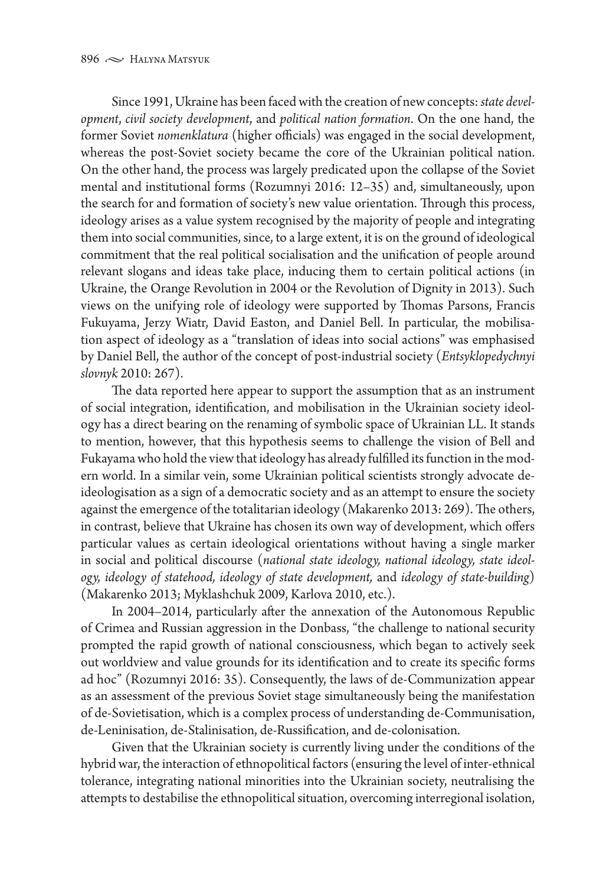Since 1991, Ukraine has been faced with the creation of new concepts: *state development*, *civil society development*, and *political nation formation*. On the one hand, the former Soviet *nomenklatura* (higher officials) was engaged in the social development, whereas the post-Soviet society became the core of the Ukrainian political nation. On the other hand, the process was largely predicated upon the collapse of the Soviet mental and institutional forms (Rozumnyi 2016: 12–35) and, simultaneously, upon the search for and formation of society's new value orientation. Through this process, ideology arises as a value system recognised by the majority of people and integrating them into social communities, since, to a large extent, it is on the ground of ideological commitment that the real political socialisation and the unification of people around relevant slogans and ideas take place, inducing them to certain political actions (in Ukraine, the Orange Revolution in 2004 or the Revolution of Dignity in 2013). Such views on the unifying role of ideology were supported by Thomas Parsons, Francis Fukuyama, Jerzy Wiatr, David Easton, and Daniel Bell. In particular, the mobilisation aspect of ideology as a "translation of ideas into social actions" was emphasised by Daniel Bell, the author of the concept of post-industrial society (*Entsyklopedychnyi slovnyk* 2010: 267).

The data reported here appear to support the assumption that as an instrument of social integration, identification, and mobilisation in the Ukrainian society ideology has a direct bearing on the renaming of symbolic space of Ukrainian LL. It stands to mention, however, that this hypothesis seems to challenge the vision of Bell and Fukayama who hold the view that ideology has already fulfilled its function in the modern world. In a similar vein, some Ukrainian political scientists strongly advocate de-ideologisation as a sign of a democratic society and as an attempt to ensure the society against the emergence of the totalitarian ideology (Makarenko 2013: 269). The others, in contrast, believe that Ukraine has chosen its own way of development, which offers particular values as certain ideological orientations without having a single marker in social and political discourse (*national state ideology, national ideology, state ideology, ideology of statehood, ideology of state development,* and *ideology of state-building*) (Makarenko 2013; Myklashchuk 2009, Karlova 2010, etc.).

In 2004–2014, particularly after the annexation of the Autonomous Republic of Crimea and Russian aggression in the Donbass, "the challenge to national security prompted the rapid growth of national consciousness, which began to actively seek out worldview and value grounds for its identification and to create its specific forms ad hoc" (Rozumnyi 2016: 35). Consequently, the laws of de-Communization appear as an assessment of the previous Soviet stage simultaneously being the manifestation of de-Sovietisation, which is a complex process of understanding de-Communisation, de-Leninisation, de-Stalinisation, de-Russification, and de-colonisation.

Given that the Ukrainian society is currently living under the conditions of the hybrid war, the interaction of ethnopolitical factors (ensuring the level of inter-ethnical tolerance, integrating national minorities into the Ukrainian society, neutralising the attempts to destabilise the ethnopolitical situation, overcoming interregional isolation,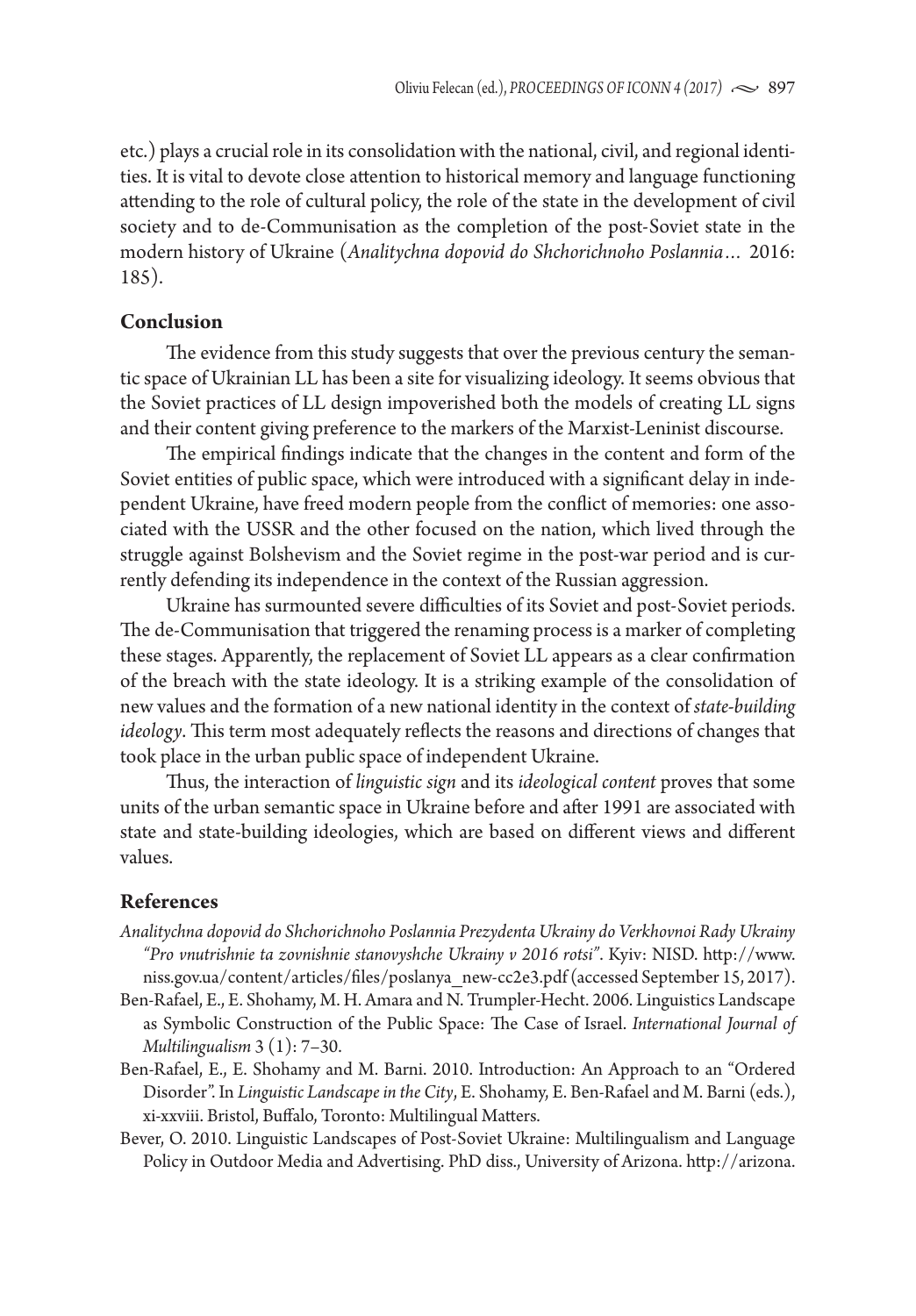etc.) plays a crucial role in its consolidation with the national, civil, and regional identities. It is vital to devote close attention to historical memory and language functioning attending to the role of cultural policy, the role of the state in the development of civil society and to de-Communisation as the completion of the post-Soviet state in the modern history of Ukraine (*Analitychna dopovid do Shchorichnoho Poslannia*… 2016: 185).

## Conclusion

The evidence from this study suggests that over the previous century the semantic space of Ukrainian LL has been a site for visualizing ideology. It seems obvious that the Soviet practices of LL design impoverished both the models of creating LL signs and their content giving preference to the markers of the Marxist-Leninist discourse.

The empirical findings indicate that the changes in the content and form of the Soviet entities of public space, which were introduced with a significant delay in independent Ukraine, have freed modern people from the conflict of memories: one associated with the USSR and the other focused on the nation, which lived through the struggle against Bolshevism and the Soviet regime in the post-war period and is currently defending its independence in the context of the Russian aggression.

Ukraine has surmounted severe difficulties of its Soviet and post-Soviet periods. The de-Communisation that triggered the renaming process is a marker of completing these stages. Apparently, the replacement of Soviet LL appears as a clear confirmation of the breach with the state ideology. It is a striking example of the consolidation of new values and the formation of a new national identity in the context of *state-building ideology*. This term most adequately reflects the reasons and directions of changes that took place in the urban public space of independent Ukraine.

Thus, the interaction of *linguistic sign* and its *ideological content* proves that some units of the urban semantic space in Ukraine before and after 1991 are associated with state and state-building ideologies, which are based on different views and different values.

## References

*Analitychna dopovid do Shchorichnoho Poslannia Prezydenta Ukrainy do Verkhovnoi Rady Ukrainy "Pro vnutrishnie ta zovnishnie stanovyshche Ukrainy v 2016 rotsi"*. Kyiv: NISD. http://www.niss.gov.ua/content/articles/files/poslanya_new-cc2e3.pdf (accessed September 15, 2017).

Ben-Rafael, E., E. Shohamy, M. H. Amara and N. Trumpler-Hecht. 2006. Linguistics Landscape as Symbolic Construction of the Public Space: The Case of Israel. *International Journal of Multilingualism* 3 (1): 7–30.

Ben-Rafael, E., E. Shohamy and M. Barni. 2010. Introduction: An Approach to an "Ordered Disorder". In *Linguistic Landscape in the City*, E. Shohamy, E. Ben-Rafael and M. Barni (eds.), xi-xxviii. Bristol, Buffalo, Toronto: Multilingual Matters.

Bever, O. 2010. Linguistic Landscapes of Post-Soviet Ukraine: Multilingualism and Language Policy in Outdoor Media and Advertising. PhD diss., University of Arizona. http://arizona.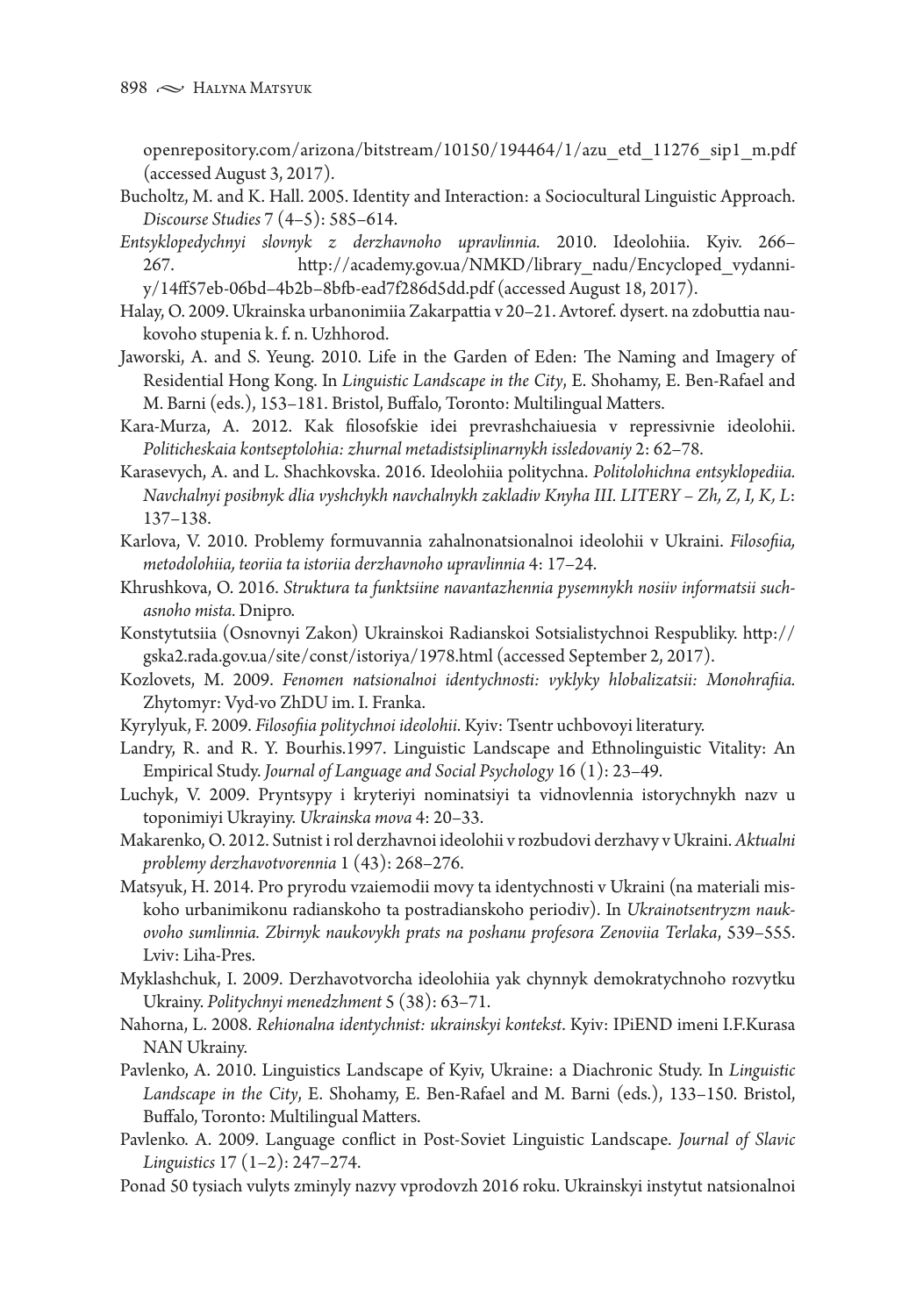openrepository.com/arizona/bitstream/10150/194464/1/azu_etd_11276_sip1_m.pdf (accessed August 3, 2017).

Bucholtz, M. and K. Hall. 2005. Identity and Interaction: a Sociocultural Linguistic Approach. *Discourse Studies* 7 (4–5): 585–614.

*Entsyklopedychnyi slovnyk z derzhavnoho upravlinnia.* 2010. Ideolohiia. Kyiv. 266–267. http://academy.gov.ua/NMKD/library_nadu/Encycloped_vydanniy/14ff57eb-06bd–4b2b–8bfb-ead7f286d5dd.pdf (accessed August 18, 2017).

Halay, O. 2009. Ukrainska urbanonimiia Zakarpattia v 20–21. Avtoref. dysert. na zdobuttia naukovoho stupenia k. f. n. Uzhhorod.

Jaworski, A. and S. Yeung. 2010. Life in the Garden of Eden: The Naming and Imagery of Residential Hong Kong. In *Linguistic Landscape in the City*, E. Shohamy, E. Ben-Rafael and M. Barni (eds.), 153–181. Bristol, Buffalo, Toronto: Multilingual Matters.

Kara-Murza, A. 2012. Kak filosofskie idei prevrashchaiuesia v repressivnie ideolohii. *Politicheskaia kontseptolohia: zhurnal metadistsiplinarnykh issledovaniy* 2: 62–78.

Karasevych, A. and L. Shachkovska. 2016. Ideolohiia politychna. *Politolohichna entsyklopediia. Navchalnyi posibnyk dlia vyshchykh navchalnykh zakladiv Knyha III. LITERY – Zh, Z, I, K, L*: 137–138.

Karlova, V. 2010. Problemy formuvannia zahalnonatsionalnoi ideolohii v Ukraini. *Filosofiia, metodolohiia, teoriia ta istoriia derzhavnoho upravlinnia* 4: 17–24.

Khrushkova, O. 2016. *Struktura ta funktsiine navantazhennia pysemnykh nosiiv informatsii suchasnoho mista.* Dnipro.

Konstytutsiia (Osnovnyi Zakon) Ukrainskoi Radianskoi Sotsialistychnoi Respubliky. http://gska2.rada.gov.ua/site/const/istoriya/1978.html (accessed September 2, 2017).

Kozlovets, M. 2009. *Fenomen natsionalnoi identychnosti: vyklyky hlobalizatsii: Monohrafiia.* Zhytomyr: Vyd-vo ZhDU im. I. Franka.

Kyrylyuk, F. 2009. *Filosofiia politychnoi ideolohii*. Kyiv: Tsentr uchbovoyi literatury.

Landry, R. and R. Y. Bourhis.1997. Linguistic Landscape and Ethnolinguistic Vitality: An Empirical Study. *Journal of Language and Social Psychology* 16 (1): 23–49.

Luchyk, V. 2009. Pryntsypy i kryteriyi nominatsiyi ta vidnovlennia istorychnykh nazv u toponimiyi Ukrayiny. *Ukrainska mova* 4: 20–33.

Makarenko, O. 2012. Sutnist i rol derzhavnoi ideolohii v rozbudovi derzhavy v Ukraini. *Aktualni problemy derzhavotvorennia* 1 (43): 268–276.

Matsyuk, H. 2014. Pro pryrodu vzaiemodii movy ta identychnosti v Ukraini (na materiali miskoho urbanimikonu radianskoho ta postradianskoho periodiv). In *Ukrainotsentryzm naukovoho sumlinnia. Zbirnyk naukovykh prats na poshanu profesora Zenoviia Terlaka*, 539–555. Lviv: Liha-Pres.

Myklashchuk, I. 2009. Derzhavotvorcha ideolohiia yak chynnyk demokratychnoho rozvytku Ukrainy. *Politychnyi menedzhment* 5 (38): 63–71.

Nahorna, L. 2008. *Rehionalna identychnist: ukrainskyi kontekst*. Kyiv: IPiEND imeni I.F.Kurasa NAN Ukrainy.

Pavlenko, A. 2010. Linguistics Landscape of Kyiv, Ukraine: a Diachronic Study. In *Linguistic Landscape in the City*, E. Shohamy, E. Ben-Rafael and M. Barni (eds.), 133–150. Bristol, Buffalo, Toronto: Multilingual Matters.

Pavlenko. A. 2009. Language conflict in Post-Soviet Linguistic Landscape. *Journal of Slavic Linguistics* 17 (1–2): 247–274.

Ponad 50 tysiach vulyts zminyly nazvy vprodovzh 2016 roku. Ukrainskyi instytut natsionalnoi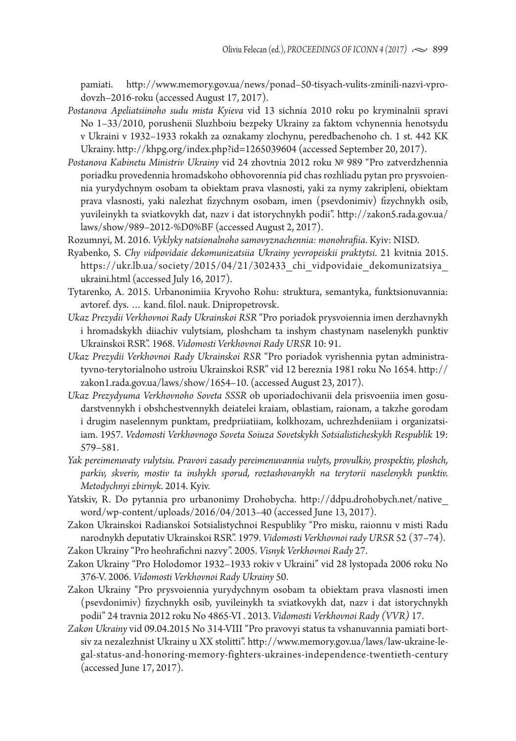pamiati. http://www.memory.gov.ua/news/ponad–50-tisyach-vulits-zminili-nazvi-vprodovzh–2016-roku (accessed August 17, 2017).

*Postanova Apeliatsiinoho sudu mista Kyieva* vid 13 sichnia 2010 roku po kryminalnii spravi No 1–33/2010, porushenii Sluzhboiu bezpeky Ukrainy za faktom vchynennia henotsydu v Ukraini v 1932–1933 rokakh za oznakamy zlochynu, peredbachenoho ch. 1 st. 442 KK Ukrainy. http://khpg.org/index.php?id=1265039604 (accessed September 20, 2017).

*Postanova Kabinetu Ministriv Ukrainy* vid 24 zhovtnia 2012 roku № 989 "Pro zatverdzhennia poriadku provedennia hromadskoho obhovorennia pid chas rozhliadu pytan pro prysvoiennia yurydychnym osobam ta obiektam prava vlasnosti, yaki za nymy zakripleni, obiektam prava vlasnosti, yaki nalezhat fizychnym osobam, imen (psevdonimiv) fizychnykh osib, yuvileinykh ta sviatkovykh dat, nazv i dat istorychnykh podii". http://zakon5.rada.gov.ua/laws/show/989–2012-%D0%BF (accessed August 2, 2017).

Rozumnyi, M. 2016. *Vyklyky natsionalnoho samovyznachennia: monohrafiia*. Kyiv: NISD.

Ryabenko, S. *Chy vidpovidaie dekomunizatsiia Ukrainy yevropeiskii praktytsi*. 21 kvitnia 2015. https://ukr.lb.ua/society/2015/04/21/302433_chi_vidpovidaie_dekomunizatsiya_ukraini.html (accessed July 16, 2017).

Tytarenko, A. 2015. Urbanonimiia Kryvoho Rohu: struktura, semantyka, funktsionuvannia: avtoref. dys. … kand. filol. nauk. Dnipropetrovsk.

*Ukaz Prezydii Verkhovnoi Rady Ukrainskoi RSR* "Pro poriadok prysvoiennia imen derzhavnykh i hromadskykh diiachiv vulytsiam, ploshcham ta inshym chastynam naselenykh punktiv Ukrainskoi RSR". 1968. *Vidomosti Verkhovnoi Rady URSR* 10: 91.

*Ukaz Prezydii Verkhovnoi Rady Ukrainskoi RSR* "Pro poriadok vyrishennia pytan administratyvno-terytorialnoho ustroiu Ukrainskoi RSR" vid 12 bereznia 1981 roku No 1654. http://zakon1.rada.gov.ua/laws/show/1654–10. (accessed August 23, 2017).

*Ukaz Prezydyuma Verkhovnoho Soveta SSSR* ob uporiadochivanii dela prisvoeniia imen gosudarstvennykh i obshchestvennykh deiatelei kraiam, oblastiam, raionam, a takzhe gorodam i drugim naselennym punktam, predpriiatiiam, kolkhozam, uchrezhdeniiam i organizatsiiam. 1957. *Vedomosti Verkhovnogo Soveta Soiuza Sovetskykh Sotsialisticheskykh Respublik* 19: 579–581.

*Yak pereimenuvaty vulytsiu. Pravovi zasady pereimenuvannia vulyts, provulkiv, prospektiv, ploshch, parkiv, skveriv, mostiv ta inshykh sporud, roztashovanykh na terytorii naselenykh punktiv. Metodychnyi zbirnyk*. 2014. Kyiv.

Yatskiv, R. Do pytannia pro urbanonimy Drohobycha. http://ddpu.drohobych.net/native_word/wp-content/uploads/2016/04/2013–40 (accessed June 13, 2017).

Zakon Ukrainskoi Radianskoi Sotsialistychnoi Respubliky "Pro misku, raionnu v misti Radu narodnykh deputativ Ukrainskoi RSR". 1979. *Vidomosti Verkhovnoi rady URSR* 52 (37–74).

Zakon Ukrainy "Pro heohrafichni nazvy". 2005. *Visnyk Verkhovnoi Rady* 27.

Zakon Ukrainy "Pro Holodomor 1932–1933 rokiv v Ukraini" vid 28 lystopada 2006 roku No 376-V. 2006. *Vidomosti Verkhovnoi Rady Ukrainy* 50.

Zakon Ukrainy "Pro prysvoiennia yurydychnym osobam ta obiektam prava vlasnosti imen (psevdonimiv) fizychnykh osib, yuvileinykh ta sviatkovykh dat, nazv i dat istorychnykh podii" 24 travnia 2012 roku No 4865-VI . 2013. *Vidomosti Verkhovnoi Rady (VVR)* 17.

*Zakon Ukrainy* vid 09.04.2015 No 314-VIII "Pro pravovyi status ta vshanuvannia pamiati bortsiv za nezalezhnist Ukrainy u XX stolitti". http://www.memory.gov.ua/laws/law-ukraine-legal-status-and-honoring-memory-fighters-ukraines-independence-twentieth-century (accessed June 17, 2017).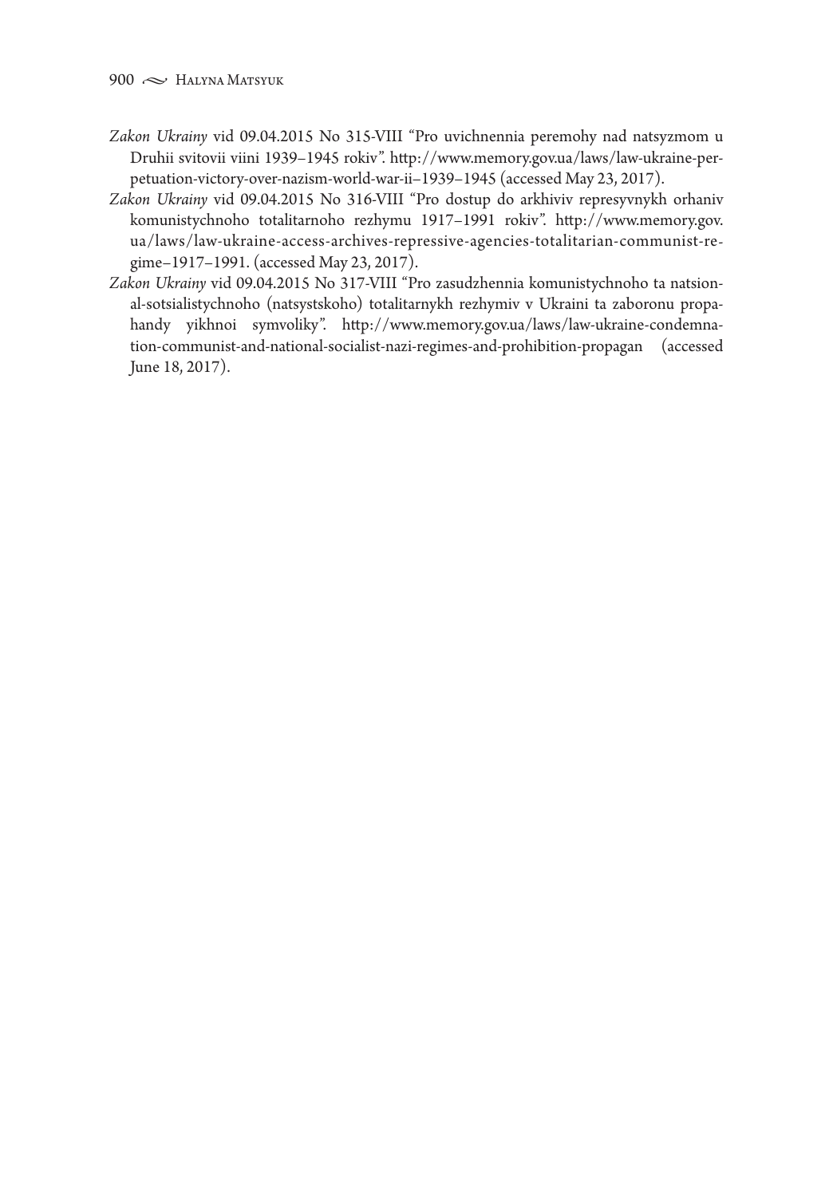*Zakon Ukrainy* vid 09.04.2015 No 315-VIII "Pro uvichnennia peremohy nad natsyzmom u Druhii svitovii viini 1939–1945 rokiv". http://www.memory.gov.ua/laws/law-ukraine-perpetuation-victory-over-nazism-world-war-ii–1939–1945 (accessed May 23, 2017).

*Zakon Ukrainy* vid 09.04.2015 No 316-VIII "Pro dostup do arkhiviv represyvnykh orhaniv komunistychnoho totalitarnoho rezhymu 1917–1991 rokiv". http://www.memory.gov.ua/laws/law-ukraine-access-archives-repressive-agencies-totalitarian-communist-regime–1917–1991. (accessed May 23, 2017).

*Zakon Ukrainy* vid 09.04.2015 No 317-VIII "Pro zasudzhennia komunistychnoho ta natsional-sotsialistychnoho (natsystskoho) totalitarnykh rezhymiv v Ukraini ta zaboronu propahandy yikhnoi symvoliky". http://www.memory.gov.ua/laws/law-ukraine-condemnation-communist-and-national-socialist-nazi-regimes-and-prohibition-propagan (accessed June 18, 2017).